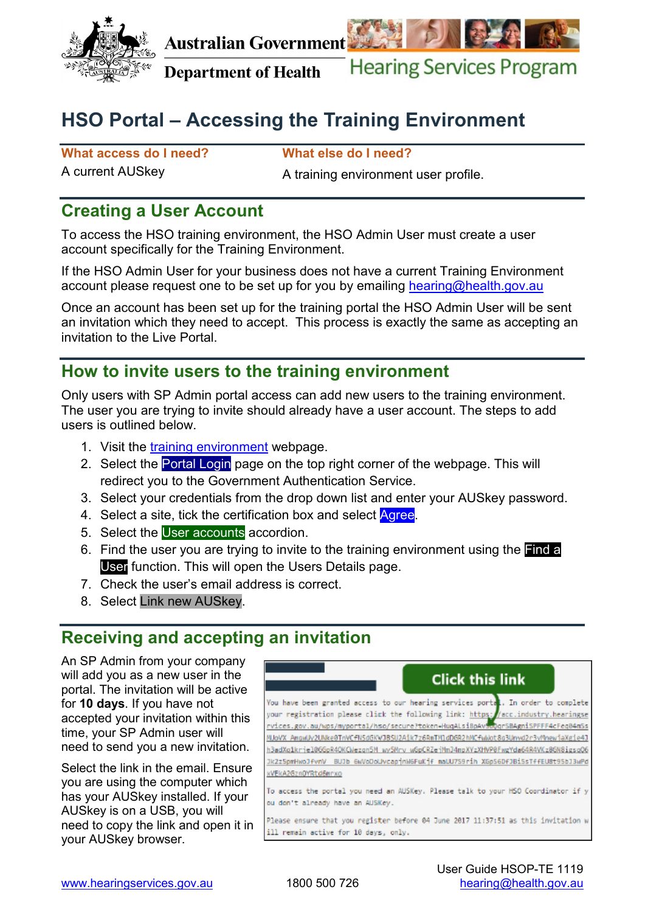# HSO Portal – Accessing the Training Environment

| What access do I need? | What else do I need? |
|---|---|
| A current AUSkey | A training environment user profile. |

## Creating a User Account

To access the HSO training environment, the HSO Admin User must create a user account specifically for the Training Environment.

If the HSO Admin User for your business does not have a current Training Environment account please request one to be set up for you by emailing hearing@health.gov.au

Once an account has been set up for the training portal the HSO Admin User will be sent an invitation which they need to accept. This process is exactly the same as accepting an invitation to the Live Portal.

## How to invite users to the training environment

Only users with SP Admin portal access can add new users to the training environment. The user you are trying to invite should already have a user account. The steps to add users is outlined below.

1. Visit the training environment webpage.
2. Select the Portal Login page on the top right corner of the webpage. This will redirect you to the Government Authentication Service.
3. Select your credentials from the drop down list and enter your AUSkey password.
4. Select a site, tick the certification box and select Agree.
5. Select the User accounts accordion.
6. Find the user you are trying to invite to the training environment using the Find a User function. This will open the Users Details page.
7. Check the user's email address is correct.
8. Select Link new AUSkey.

## Receiving and accepting an invitation

An SP Admin from your company will add you as a new user in the portal. The invitation will be active for **10 days**. If you have not accepted your invitation within this time, your SP Admin user will need to send you a new invitation.

Select the link in the email. Ensure you are using the computer which has your AUSkey installed. If your AUSkey is on a USB, you will need to copy the link and open it in your AUSkey browser.

Click this link

You have been granted access to our hearing services portal. In order to complete your registration please click the following link: https://acc.industry.hearingservices.gov.au/wps/myportal/hso/secure?token=HuqALsi8pAv...

To access the portal you need an AUSKey. Please talk to your HSO Coordinator if you don't already have an AUSKey.

Please ensure that you register before 04 June 2017 11:37:51 as this invitation will remain active for 10 days, only.

User Guide HSOP-TE 1119

www.hearingservices.gov.au 1800 500 726 hearing@health.gov.au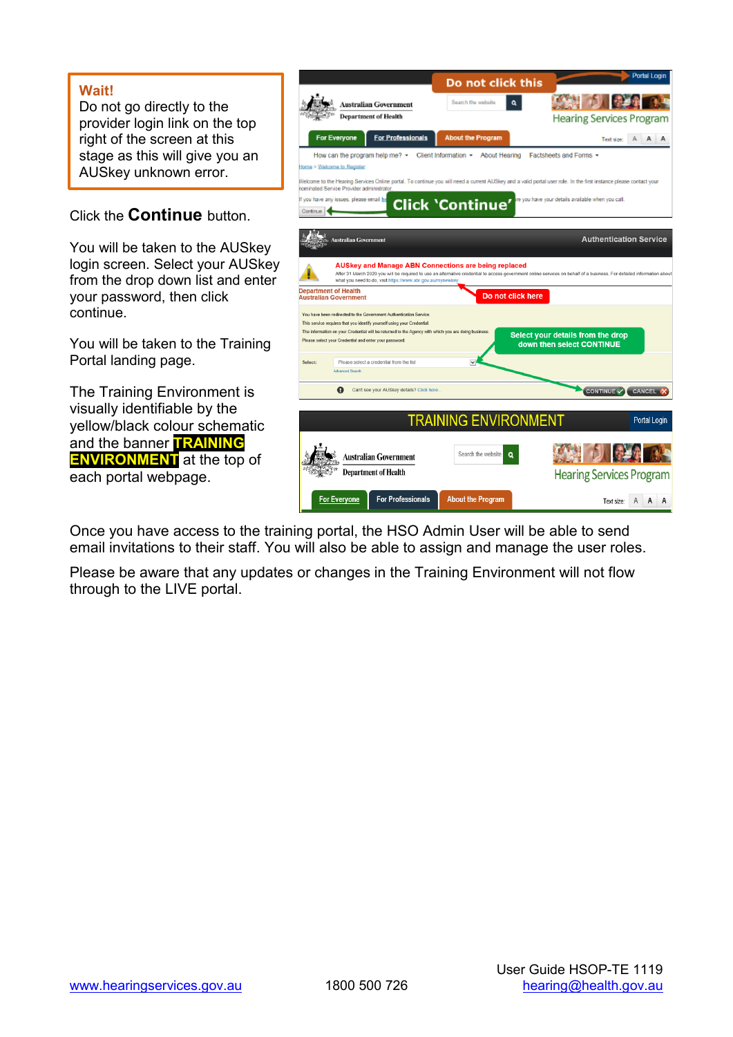**Wait!**
Do not go directly to the provider login link on the top right of the screen at this stage as this will give you an AUSkey unknown error.

Click the **Continue** button.

You will be taken to the AUSkey login screen. Select your AUSkey from the drop down list and enter your password, then click continue.

You will be taken to the Training Portal landing page.

The Training Environment is visually identifiable by the yellow/black colour schematic and the banner **TRAINING ENVIRONMENT** at the top of each portal webpage.

Once you have access to the training portal, the HSO Admin User will be able to send email invitations to their staff. You will also be able to assign and manage the user roles.

Please be aware that any updates or changes in the Training Environment will not flow through to the LIVE portal.